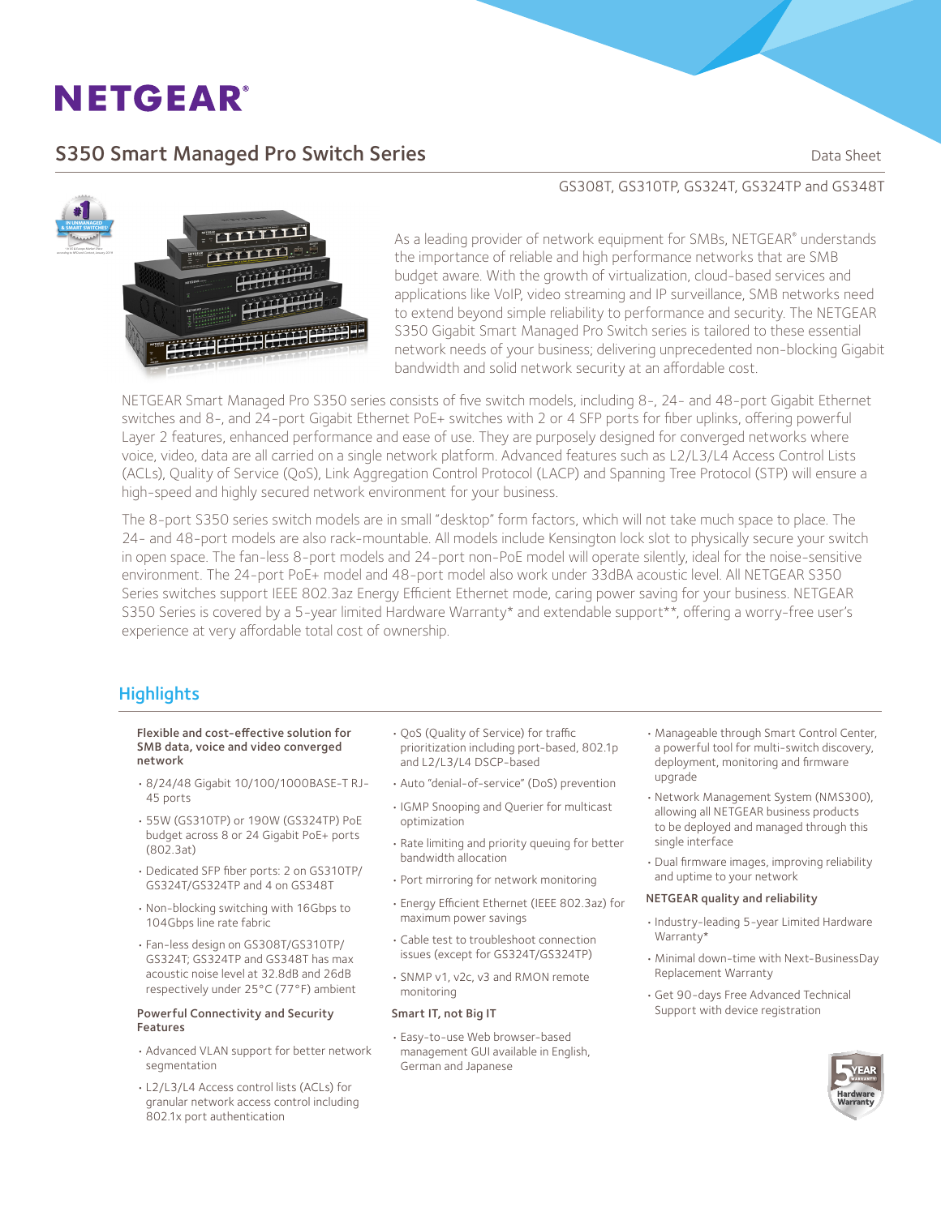# NETGEAR®

## S350 Smart Managed Pro Switch Series

Data Sheet

GS308T, GS310TP, GS324T, GS324TP and GS348T

As a leading provider of network equipment for SMBs, NETGEAR® understands the importance of reliable and high performance networks that are SMB budget aware. With the growth of virtualization, cloud-based services and applications like VoIP, video streaming and IP surveillance, SMB networks need to extend beyond simple reliability to performance and security. The NETGEAR S350 Gigabit Smart Managed Pro Switch series is tailored to these essential network needs of your business; delivering unprecedented non-blocking Gigabit bandwidth and solid network security at an affordable cost.

NETGEAR Smart Managed Pro S350 series consists of five switch models, including 8-, 24- and 48-port Gigabit Ethernet switches and 8-, and 24-port Gigabit Ethernet PoE+ switches with 2 or 4 SFP ports for fiber uplinks, offering powerful Layer 2 features, enhanced performance and ease of use. They are purposely designed for converged networks where voice, video, data are all carried on a single network platform. Advanced features such as L2/L3/L4 Access Control Lists (ACLs), Quality of Service (QoS), Link Aggregation Control Protocol (LACP) and Spanning Tree Protocol (STP) will ensure a high-speed and highly secured network environment for your business.

The 8-port S350 series switch models are in small "desktop" form factors, which will not take much space to place. The 24- and 48-port models are also rack-mountable. All models include Kensington lock slot to physically secure your switch in open space. The fan-less 8-port models and 24-port non-PoE model will operate silently, ideal for the noise-sensitive environment. The 24-port PoE+ model and 48-port model also work under 33dBA acoustic level. All NETGEAR S350 Series switches support IEEE 802.3az Energy Efficient Ethernet mode, caring power saving for your business. NETGEAR S350 Series is covered by a 5-year limited Hardware Warranty* and extendable support**, offering a worry-free user's experience at very affordable total cost of ownership.

## Highlights

**Flexible and cost-effective solution for SMB data, voice and video converged network**

- 8/24/48 Gigabit 10/100/1000BASE-T RJ-45 ports
- 55W (GS310TP) or 190W (GS324TP) PoE budget across 8 or 24 Gigabit PoE+ ports (802.3at)
- Dedicated SFP fiber ports: 2 on GS310TP/GS324T/GS324TP and 4 on GS348T
- Non-blocking switching with 16Gbps to 104Gbps line rate fabric
- Fan-less design on GS308T/GS310TP/GS324T; GS324TP and GS348T has max acoustic noise level at 32.8dB and 26dB respectively under 25°C (77°F) ambient

**Powerful Connectivity and Security Features**

- Advanced VLAN support for better network segmentation
- L2/L3/L4 Access control lists (ACLs) for granular network access control including 802.1x port authentication
- QoS (Quality of Service) for traffic prioritization including port-based, 802.1p and L2/L3/L4 DSCP-based
- Auto "denial-of-service" (DoS) prevention
- IGMP Snooping and Querier for multicast optimization
- Rate limiting and priority queuing for better bandwidth allocation
- Port mirroring for network monitoring
- Energy Efficient Ethernet (IEEE 802.3az) for maximum power savings
- Cable test to troubleshoot connection issues (except for GS324T/GS324TP)
- SNMP v1, v2c, v3 and RMON remote monitoring

**Smart IT, not Big IT**

- Easy-to-use Web browser-based management GUI available in English, German and Japanese
- Manageable through Smart Control Center, a powerful tool for multi-switch discovery, deployment, monitoring and firmware upgrade
- Network Management System (NMS300), allowing all NETGEAR business products to be deployed and managed through this single interface
- Dual firmware images, improving reliability and uptime to your network

**NETGEAR quality and reliability**

- Industry-leading 5-year Limited Hardware Warranty*
- Minimal down-time with Next-BusinessDay Replacement Warranty
- Get 90-days Free Advanced Technical Support with device registration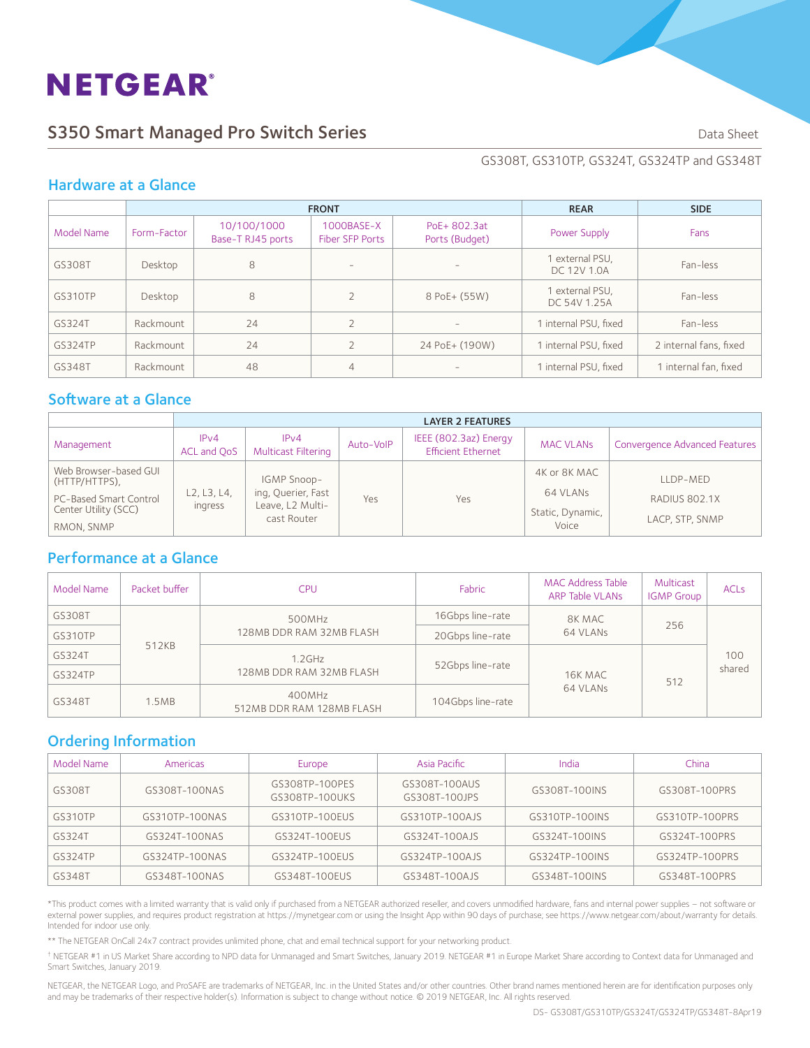# NETGEAR®

## S350 Smart Managed Pro Switch Series

Data Sheet

GS308T, GS310TP, GS324T, GS324TP and GS348T

### Hardware at a Glance

| | FRONT | | | | REAR | SIDE |
|---|---|---|---|---|---|---|
| Model Name | Form-Factor | 10/100/1000 Base-T RJ45 ports | 1000BASE-X Fiber SFP Ports | PoE+ 802.3at Ports (Budget) | Power Supply | Fans |
| GS308T | Desktop | 8 | - | - | 1 external PSU, DC 12V 1.0A | Fan-less |
| GS310TP | Desktop | 8 | 2 | 8 PoE+ (55W) | 1 external PSU, DC 54V 1.25A | Fan-less |
| GS324T | Rackmount | 24 | 2 | - | 1 internal PSU, fixed | Fan-less |
| GS324TP | Rackmount | 24 | 2 | 24 PoE+ (190W) | 1 internal PSU, fixed | 2 internal fans, fixed |
| GS348T | Rackmount | 48 | 4 | - | 1 internal PSU, fixed | 1 internal fan, fixed |

### Software at a Glance

| | LAYER 2 FEATURES | | | | | |
|---|---|---|---|---|---|---|
| Management | IPv4 ACL and QoS | IPv4 Multicast Filtering | Auto-VoIP | IEEE (802.3az) Energy Efficient Ethernet | MAC VLANs | Convergence Advanced Features |
| Web Browser-based GUI (HTTP/HTTPS), PC-Based Smart Control Center Utility (SCC) RMON, SNMP | L2, L3, L4, ingress | IGMP Snooping, Querier, Fast Leave, L2 Multicast Router | Yes | Yes | 4K or 8K MAC 64 VLANs Static, Dynamic, Voice | LLDP-MED RADIUS 802.1X LACP, STP, SNMP |

### Performance at a Glance

| Model Name | Packet buffer | CPU | Fabric | MAC Address Table ARP Table VLANs | Multicast IGMP Group | ACLs |
|---|---|---|---|---|---|---|
| GS308T | 512KB | 500MHz 128MB DDR RAM 32MB FLASH | 16Gbps line-rate | 8K MAC 64 VLANs | 256 | 100 shared |
| GS310TP | | | 20Gbps line-rate | | | |
| GS324T | | 1.2GHz 128MB DDR RAM 32MB FLASH | 52Gbps line-rate | 16K MAC 64 VLANs | 512 | |
| GS324TP | | | | | | |
| GS348T | 1.5MB | 400MHz 512MB DDR RAM 128MB FLASH | 104Gbps line-rate | | | |

### Ordering Information

| Model Name | Americas | Europe | Asia Pacific | India | China |
|---|---|---|---|---|---|
| GS308T | GS308T-100NAS | GS308TP-100PES GS308TP-100UKS | GS308T-100AUS GS308T-100JPS | GS308T-100INS | GS308T-100PRS |
| GS310TP | GS310TP-100NAS | GS310TP-100EUS | GS310TP-100AJS | GS310TP-100INS | GS310TP-100PRS |
| GS324T | GS324T-100NAS | GS324T-100EUS | GS324T-100AJS | GS324T-100INS | GS324T-100PRS |
| GS324TP | GS324TP-100NAS | GS324TP-100EUS | GS324TP-100AJS | GS324TP-100INS | GS324TP-100PRS |
| GS348T | GS348T-100NAS | GS348T-100EUS | GS348T-100AJS | GS348T-100INS | GS348T-100PRS |

*This product comes with a limited warranty that is valid only if purchased from a NETGEAR authorized reseller, and covers unmodified hardware, fans and internal power supplies – not software or external power supplies, and requires product registration at https://mynetgear.com or using the Insight App within 90 days of purchase; see https://www.netgear.com/about/warranty for details. Intended for indoor use only.

** The NETGEAR OnCall 24x7 contract provides unlimited phone, chat and email technical support for your networking product.

† NETGEAR #1 in US Market Share according to NPD data for Unmanaged and Smart Switches, January 2019. NETGEAR #1 in Europe Market Share according to Context data for Unmanaged and Smart Switches, January 2019.

NETGEAR, the NETGEAR Logo, and ProSAFE are trademarks of NETGEAR, Inc. in the United States and/or other countries. Other brand names mentioned herein are for identification purposes only and may be trademarks of their respective holder(s). Information is subject to change without notice. © 2019 NETGEAR, Inc. All rights reserved.

DS- GS308T/GS310TP/GS324T/GS324TP/GS348T-8Apr19